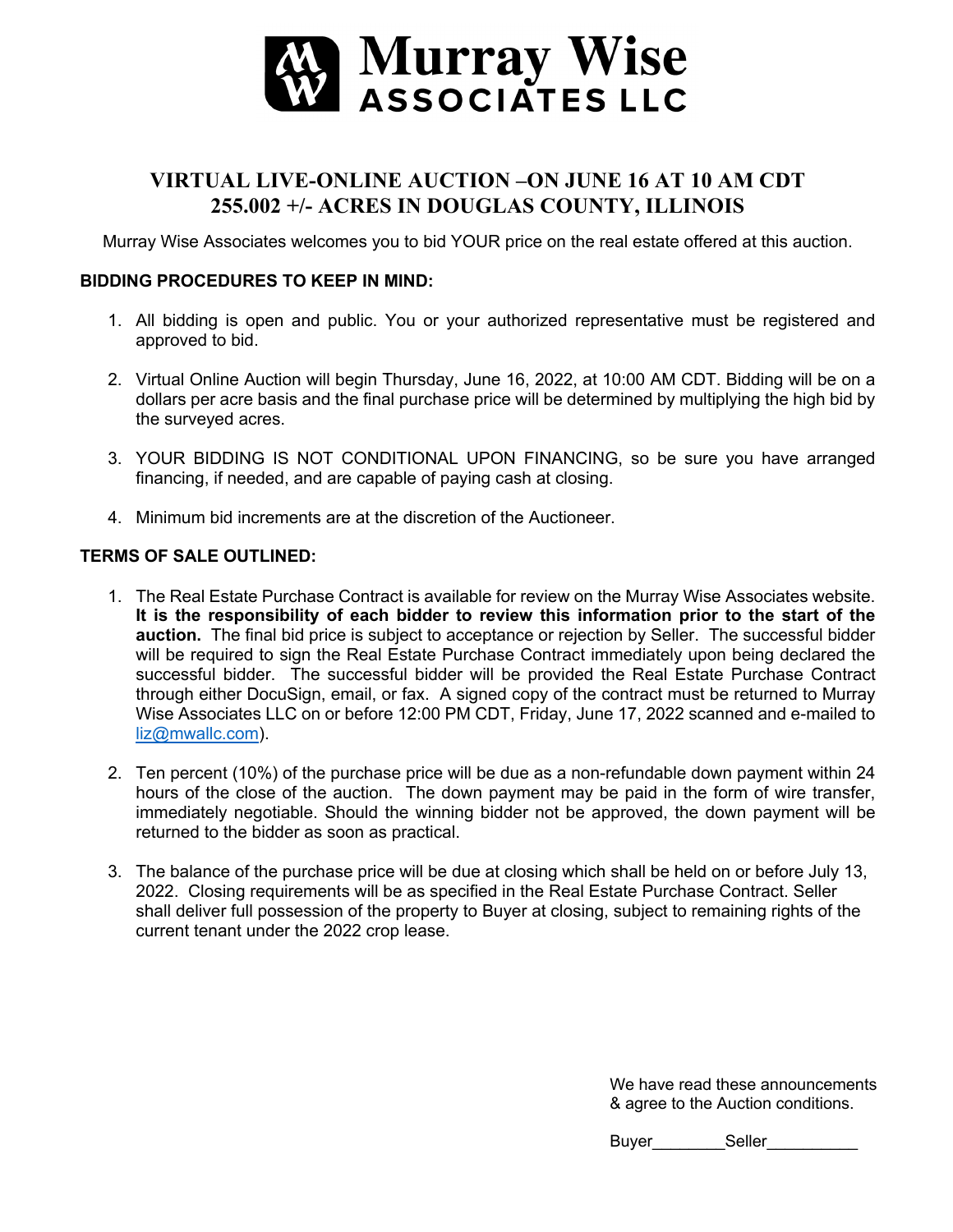# Murray Wise ASSOCIATES LLC

## VIRTUAL LIVE-ONLINE AUCTION –ON JUNE 16 AT 10 AM CDT
## 255.002 +/- ACRES IN DOUGLAS COUNTY, ILLINOIS

Murray Wise Associates welcomes you to bid YOUR price on the real estate offered at this auction.

**BIDDING PROCEDURES TO KEEP IN MIND:**

1. All bidding is open and public. You or your authorized representative must be registered and approved to bid.
2. Virtual Online Auction will begin Thursday, June 16, 2022, at 10:00 AM CDT. Bidding will be on a dollars per acre basis and the final purchase price will be determined by multiplying the high bid by the surveyed acres.
3. YOUR BIDDING IS NOT CONDITIONAL UPON FINANCING, so be sure you have arranged financing, if needed, and are capable of paying cash at closing.
4. Minimum bid increments are at the discretion of the Auctioneer.

**TERMS OF SALE OUTLINED:**

1. The Real Estate Purchase Contract is available for review on the Murray Wise Associates website. **It is the responsibility of each bidder to review this information prior to the start of the auction.** The final bid price is subject to acceptance or rejection by Seller. The successful bidder will be required to sign the Real Estate Purchase Contract immediately upon being declared the successful bidder. The successful bidder will be provided the Real Estate Purchase Contract through either DocuSign, email, or fax. A signed copy of the contract must be returned to Murray Wise Associates LLC on or before 12:00 PM CDT, Friday, June 17, 2022 scanned and e-mailed to liz@mwallc.com).
2. Ten percent (10%) of the purchase price will be due as a non-refundable down payment within 24 hours of the close of the auction. The down payment may be paid in the form of wire transfer, immediately negotiable. Should the winning bidder not be approved, the down payment will be returned to the bidder as soon as practical.
3. The balance of the purchase price will be due at closing which shall be held on or before July 13, 2022. Closing requirements will be as specified in the Real Estate Purchase Contract. Seller shall deliver full possession of the property to Buyer at closing, subject to remaining rights of the current tenant under the 2022 crop lease.

We have read these announcements & agree to the Auction conditions.

Buyer________Seller__________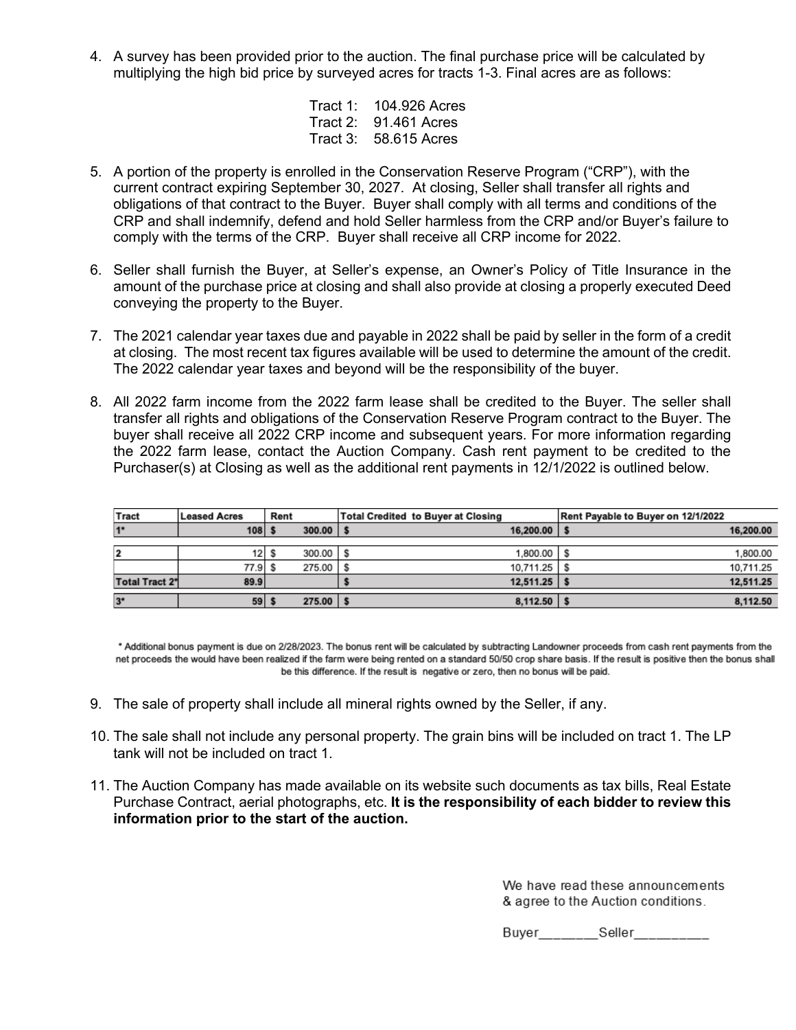4. A survey has been provided prior to the auction. The final purchase price will be calculated by multiplying the high bid price by surveyed acres for tracts 1-3. Final acres are as follows:

   Tract 1: 104.926 Acres
   Tract 2: 91.461 Acres
   Tract 3: 58.615 Acres

5. A portion of the property is enrolled in the Conservation Reserve Program ("CRP"), with the current contract expiring September 30, 2027. At closing, Seller shall transfer all rights and obligations of that contract to the Buyer. Buyer shall comply with all terms and conditions of the CRP and shall indemnify, defend and hold Seller harmless from the CRP and/or Buyer's failure to comply with the terms of the CRP. Buyer shall receive all CRP income for 2022.

6. Seller shall furnish the Buyer, at Seller's expense, an Owner's Policy of Title Insurance in the amount of the purchase price at closing and shall also provide at closing a properly executed Deed conveying the property to the Buyer.

7. The 2021 calendar year taxes due and payable in 2022 shall be paid by seller in the form of a credit at closing. The most recent tax figures available will be used to determine the amount of the credit. The 2022 calendar year taxes and beyond will be the responsibility of the buyer.

8. All 2022 farm income from the 2022 farm lease shall be credited to the Buyer. The seller shall transfer all rights and obligations of the Conservation Reserve Program contract to the Buyer. The buyer shall receive all 2022 CRP income and subsequent years. For more information regarding the 2022 farm lease, contact the Auction Company. Cash rent payment to be credited to the Purchaser(s) at Closing as well as the additional rent payments in 12/1/2022 is outlined below.

| Tract | Leased Acres | Rent | Total Credited to Buyer at Closing | Rent Payable to Buyer on 12/1/2022 |
|---|---|---|---|---|
| 1* | 108 | $ 300.00 | $ 16,200.00 | $ 16,200.00 |
| 2 | 12 | $ 300.00 | $ 1,800.00 | $ 1,800.00 |
| | 77.9 | $ 275.00 | $ 10,711.25 | $ 10,711.25 |
| Total Tract 2* | 89.9 | | $ 12,511.25 | $ 12,511.25 |
| 3* | 59 | $ 275.00 | $ 8,112.50 | $ 8,112.50 |

* Additional bonus payment is due on 2/28/2023. The bonus rent will be calculated by subtracting Landowner proceeds from cash rent payments from the net proceeds the would have been realized if the farm were being rented on a standard 50/50 crop share basis. If the result is positive then the bonus shall be this difference. If the result is negative or zero, then no bonus will be paid.

9. The sale of property shall include all mineral rights owned by the Seller, if any.

10. The sale shall not include any personal property. The grain bins will be included on tract 1. The LP tank will not be included on tract 1.

11. The Auction Company has made available on its website such documents as tax bills, Real Estate Purchase Contract, aerial photographs, etc. **It is the responsibility of each bidder to review this information prior to the start of the auction.**

We have read these announcements & agree to the Auction conditions.

Buyer________Seller__________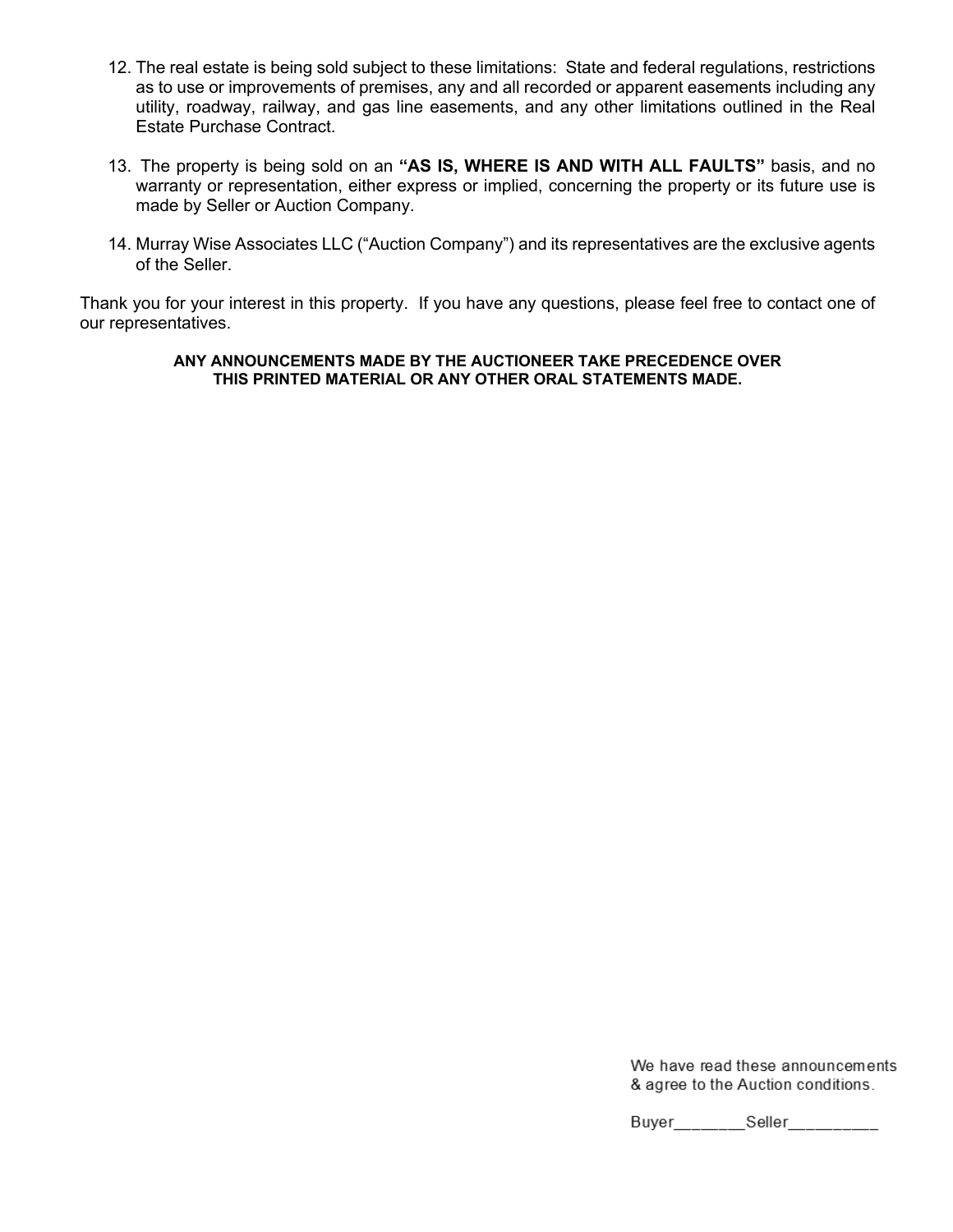12. The real estate is being sold subject to these limitations: State and federal regulations, restrictions as to use or improvements of premises, any and all recorded or apparent easements including any utility, roadway, railway, and gas line easements, and any other limitations outlined in the Real Estate Purchase Contract.

13. The property is being sold on an **"AS IS, WHERE IS AND WITH ALL FAULTS"** basis, and no warranty or representation, either express or implied, concerning the property or its future use is made by Seller or Auction Company.

14. Murray Wise Associates LLC ("Auction Company") and its representatives are the exclusive agents of the Seller.

Thank you for your interest in this property. If you have any questions, please feel free to contact one of our representatives.

**ANY ANNOUNCEMENTS MADE BY THE AUCTIONEER TAKE PRECEDENCE OVER THIS PRINTED MATERIAL OR ANY OTHER ORAL STATEMENTS MADE.**

We have read these announcements & agree to the Auction conditions.

Buyer________Seller__________